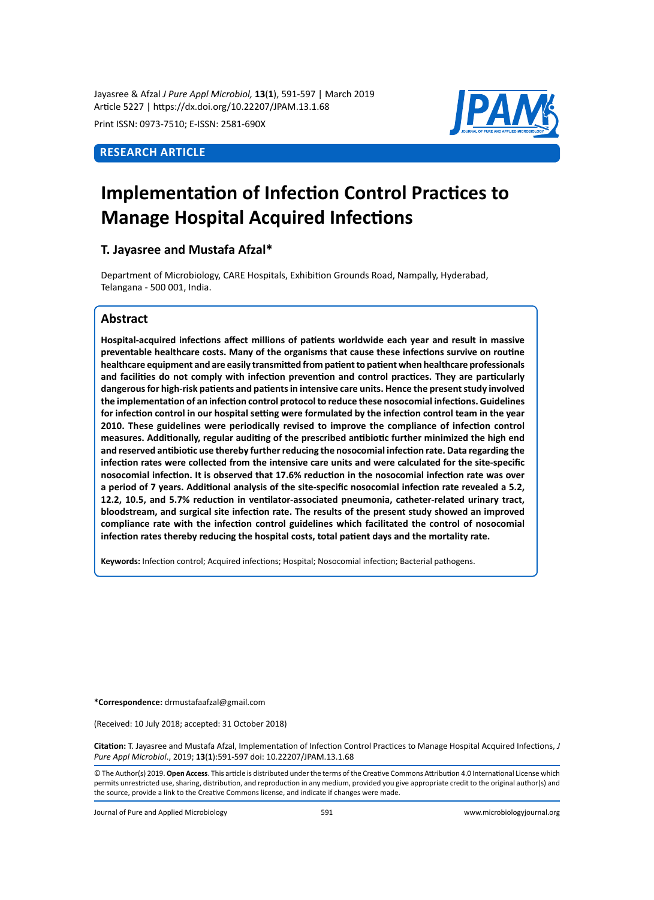Print ISSN: 0973-7510; E-ISSN: 2581-690X

**RESEARCH ARTICLE**

# Implementation of Infection Control Practices to Manage Hospital Acquired Infections

**T. Jayasree and Mustafa Afzal***

Department of Microbiology, CARE Hospitals, Exhibition Grounds Road, Nampally, Hyderabad, Telangana - 500 001, India.

## Abstract

**Hospital-acquired infections affect millions of patients worldwide each year and result in massive preventable healthcare costs. Many of the organisms that cause these infections survive on routine healthcare equipment and are easily transmitted from patient to patient when healthcare professionals and facilities do not comply with infection prevention and control practices. They are particularly dangerous for high-risk patients and patients in intensive care units. Hence the present study involved the implementation of an infection control protocol to reduce these nosocomial infections. Guidelines for infection control in our hospital setting were formulated by the infection control team in the year 2010. These guidelines were periodically revised to improve the compliance of infection control measures. Additionally, regular auditing of the prescribed antibiotic further minimized the high end and reserved antibiotic use thereby further reducing the nosocomial infection rate. Data regarding the infection rates were collected from the intensive care units and were calculated for the site-specific nosocomial infection. It is observed that 17.6% reduction in the nosocomial infection rate was over a period of 7 years. Additional analysis of the site-specific nosocomial infection rate revealed a 5.2, 12.2, 10.5, and 5.7% reduction in ventilator-associated pneumonia, catheter-related urinary tract, bloodstream, and surgical site infection rate. The results of the present study showed an improved compliance rate with the infection control guidelines which facilitated the control of nosocomial infection rates thereby reducing the hospital costs, total patient days and the mortality rate.**

**Keywords:** Infection control; Acquired infections; Hospital; Nosocomial infection; Bacterial pathogens.

***Correspondence:** drmustafaafzal@gmail.com

(Received: 10 July 2018; accepted: 31 October 2018)

**Citation:** T. Jayasree and Mustafa Afzal, Implementation of Infection Control Practices to Manage Hospital Acquired Infections, *J Pure Appl Microbiol*., 2019; **13**(**1**):591-597 doi: 10.22207/JPAM.13.1.68

© The Author(s) 2019. **Open Access**. This article is distributed under the terms of the Creative Commons Attribution 4.0 International License which permits unrestricted use, sharing, distribution, and reproduction in any medium, provided you give appropriate credit to the original author(s) and the source, provide a link to the Creative Commons license, and indicate if changes were made.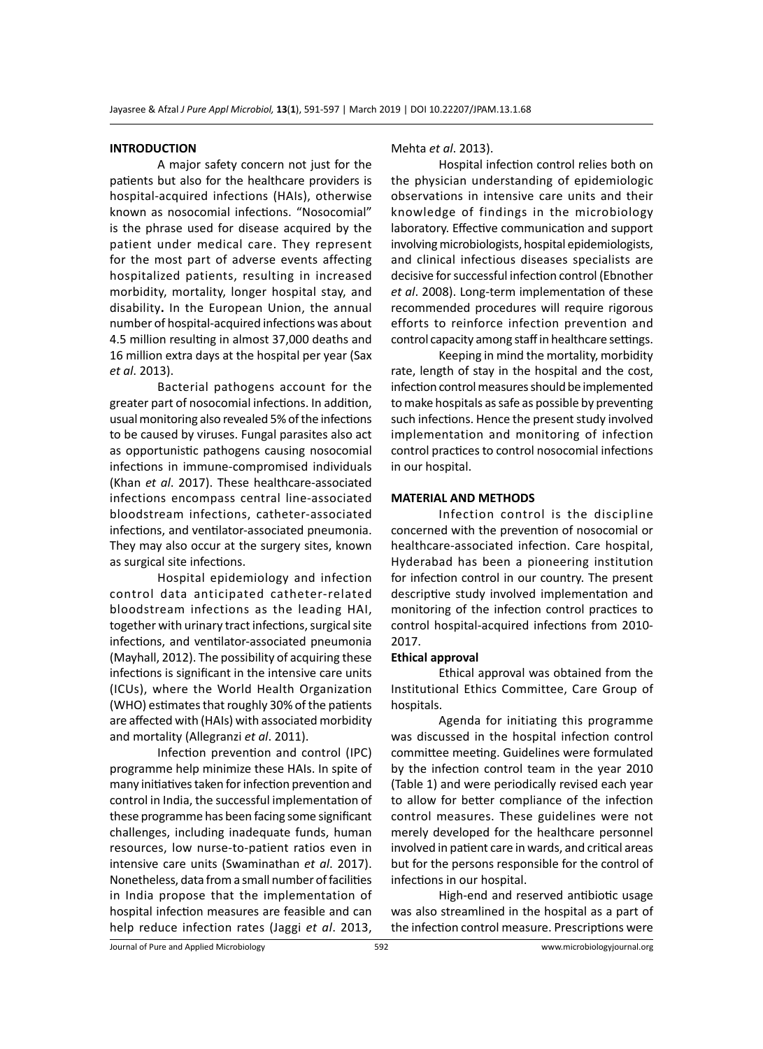## INTRODUCTION

A major safety concern not just for the patients but also for the healthcare providers is hospital-acquired infections (HAIs), otherwise known as nosocomial infections. "Nosocomial" is the phrase used for disease acquired by the patient under medical care. They represent for the most part of adverse events affecting hospitalized patients, resulting in increased morbidity, mortality, longer hospital stay, and disability**.** In the European Union, the annual number of hospital-acquired infections was about 4.5 million resulting in almost 37,000 deaths and 16 million extra days at the hospital per year (Sax *et al*. 2013).

Bacterial pathogens account for the greater part of nosocomial infections. In addition, usual monitoring also revealed 5% of the infections to be caused by viruses. Fungal parasites also act as opportunistic pathogens causing nosocomial infections in immune-compromised individuals (Khan *et al*. 2017). These healthcare-associated infections encompass central line-associated bloodstream infections, catheter-associated infections, and ventilator-associated pneumonia. They may also occur at the surgery sites, known as surgical site infections.

Hospital epidemiology and infection control data anticipated catheter-related bloodstream infections as the leading HAI, together with urinary tract infections, surgical site infections, and ventilator-associated pneumonia (Mayhall, 2012). The possibility of acquiring these infections is significant in the intensive care units (ICUs), where the World Health Organization (WHO) estimates that roughly 30% of the patients are affected with (HAIs) with associated morbidity and mortality (Allegranzi *et al*. 2011).

Infection prevention and control (IPC) programme help minimize these HAIs. In spite of many initiatives taken for infection prevention and control in India, the successful implementation of these programme has been facing some significant challenges, including inadequate funds, human resources, low nurse-to-patient ratios even in intensive care units (Swaminathan *et al*. 2017). Nonetheless, data from a small number of facilities in India propose that the implementation of hospital infection measures are feasible and can help reduce infection rates (Jaggi *et al*. 2013, Mehta *et al*. 2013).

Hospital infection control relies both on the physician understanding of epidemiologic observations in intensive care units and their knowledge of findings in the microbiology laboratory. Effective communication and support involving microbiologists, hospital epidemiologists, and clinical infectious diseases specialists are decisive for successful infection control (Ebnother *et al*. 2008). Long-term implementation of these recommended procedures will require rigorous efforts to reinforce infection prevention and control capacity among staff in healthcare settings.

Keeping in mind the mortality, morbidity rate, length of stay in the hospital and the cost, infection control measures should be implemented to make hospitals as safe as possible by preventing such infections. Hence the present study involved implementation and monitoring of infection control practices to control nosocomial infections in our hospital.

## MATERIAL AND METHODS

Infection control is the discipline concerned with the prevention of nosocomial or healthcare-associated infection. Care hospital, Hyderabad has been a pioneering institution for infection control in our country. The present descriptive study involved implementation and monitoring of the infection control practices to control hospital-acquired infections from 2010-2017.

### Ethical approval

Ethical approval was obtained from the Institutional Ethics Committee, Care Group of hospitals.

Agenda for initiating this programme was discussed in the hospital infection control committee meeting. Guidelines were formulated by the infection control team in the year 2010 (Table 1) and were periodically revised each year to allow for better compliance of the infection control measures. These guidelines were not merely developed for the healthcare personnel involved in patient care in wards, and critical areas but for the persons responsible for the control of infections in our hospital.

High-end and reserved antibiotic usage was also streamlined in the hospital as a part of the infection control measure. Prescriptions were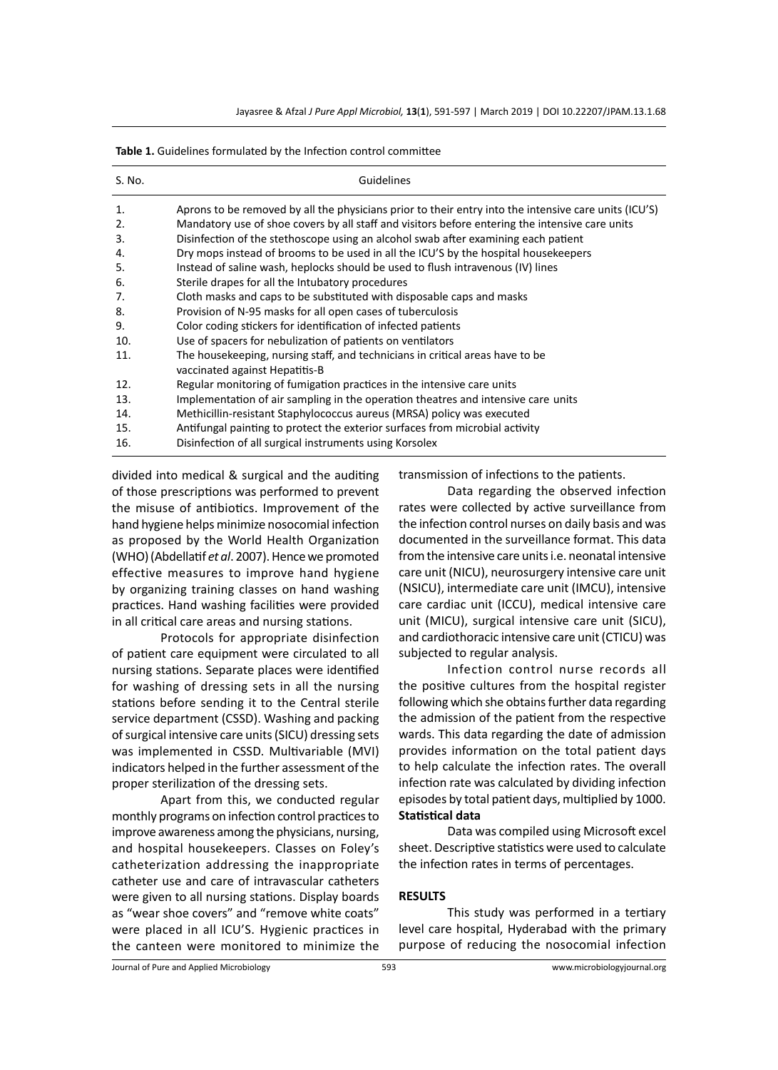**Table 1.** Guidelines formulated by the Infection control committee

| S. No. | Guidelines |
|---|---|
| 1. | Aprons to be removed by all the physicians prior to their entry into the intensive care units (ICU'S) |
| 2. | Mandatory use of shoe covers by all staff and visitors before entering the intensive care units |
| 3. | Disinfection of the stethoscope using an alcohol swab after examining each patient |
| 4. | Dry mops instead of brooms to be used in all the ICU'S by the hospital housekeepers |
| 5. | Instead of saline wash, heplocks should be used to flush intravenous (IV) lines |
| 6. | Sterile drapes for all the Intubatory procedures |
| 7. | Cloth masks and caps to be substituted with disposable caps and masks |
| 8. | Provision of N-95 masks for all open cases of tuberculosis |
| 9. | Color coding stickers for identification of infected patients |
| 10. | Use of spacers for nebulization of patients on ventilators |
| 11. | The housekeeping, nursing staff, and technicians in critical areas have to be vaccinated against Hepatitis-B |
| 12. | Regular monitoring of fumigation practices in the intensive care units |
| 13. | Implementation of air sampling in the operation theatres and intensive care units |
| 14. | Methicillin-resistant Staphylococcus aureus (MRSA) policy was executed |
| 15. | Antifungal painting to protect the exterior surfaces from microbial activity |
| 16. | Disinfection of all surgical instruments using Korsolex |

divided into medical & surgical and the auditing of those prescriptions was performed to prevent the misuse of antibiotics. Improvement of the hand hygiene helps minimize nosocomial infection as proposed by the World Health Organization (WHO) (Abdellatif *et al*. 2007). Hence we promoted effective measures to improve hand hygiene by organizing training classes on hand washing practices. Hand washing facilities were provided in all critical care areas and nursing stations.

Protocols for appropriate disinfection of patient care equipment were circulated to all nursing stations. Separate places were identified for washing of dressing sets in all the nursing stations before sending it to the Central sterile service department (CSSD). Washing and packing of surgical intensive care units (SICU) dressing sets was implemented in CSSD. Multivariable (MVI) indicators helped in the further assessment of the proper sterilization of the dressing sets.

Apart from this, we conducted regular monthly programs on infection control practices to improve awareness among the physicians, nursing, and hospital housekeepers. Classes on Foley's catheterization addressing the inappropriate catheter use and care of intravascular catheters were given to all nursing stations. Display boards as "wear shoe covers" and "remove white coats" were placed in all ICU'S. Hygienic practices in the canteen were monitored to minimize the transmission of infections to the patients.

Data regarding the observed infection rates were collected by active surveillance from the infection control nurses on daily basis and was documented in the surveillance format. This data from the intensive care units i.e. neonatal intensive care unit (NICU), neurosurgery intensive care unit (NSICU), intermediate care unit (IMCU), intensive care cardiac unit (ICCU), medical intensive care unit (MICU), surgical intensive care unit (SICU), and cardiothoracic intensive care unit (CTICU) was subjected to regular analysis.

Infection control nurse records all the positive cultures from the hospital register following which she obtains further data regarding the admission of the patient from the respective wards. This data regarding the date of admission provides information on the total patient days to help calculate the infection rates. The overall infection rate was calculated by dividing infection episodes by total patient days, multiplied by 1000.

### Statistical data

Data was compiled using Microsoft excel sheet. Descriptive statistics were used to calculate the infection rates in terms of percentages.

## RESULTS

This study was performed in a tertiary level care hospital, Hyderabad with the primary purpose of reducing the nosocomial infection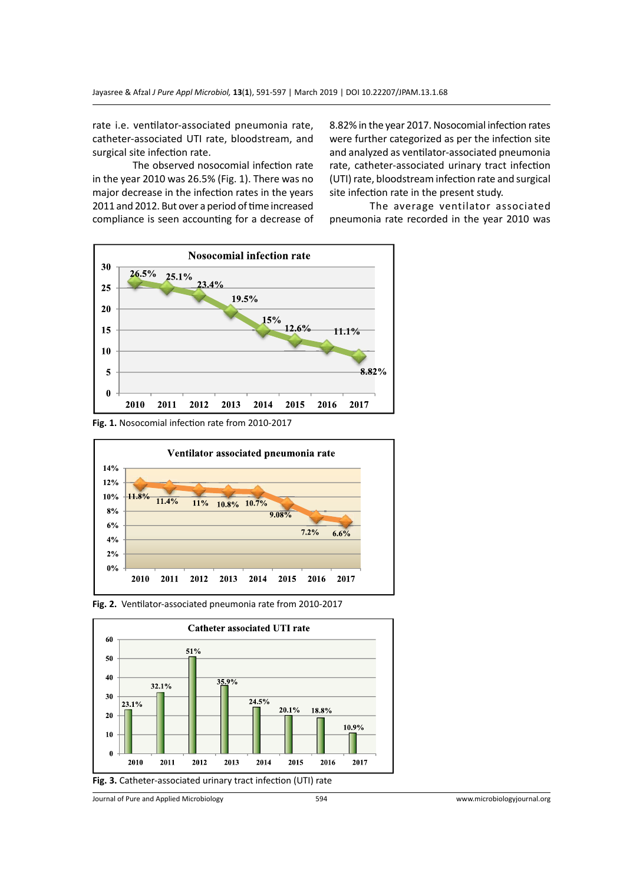rate i.e. ventilator-associated pneumonia rate, catheter-associated UTI rate, bloodstream, and surgical site infection rate.

The observed nosocomial infection rate in the year 2010 was 26.5% (Fig. 1). There was no major decrease in the infection rates in the years 2011 and 2012. But over a period of time increased compliance is seen accounting for a decrease of 8.82% in the year 2017. Nosocomial infection rates were further categorized as per the infection site and analyzed as ventilator-associated pneumonia rate, catheter-associated urinary tract infection (UTI) rate, bloodstream infection rate and surgical site infection rate in the present study.

The average ventilator associated pneumonia rate recorded in the year 2010 was

**Fig. 1.** Nosocomial infection rate from 2010-2017

**Fig. 2.** Ventilator-associated pneumonia rate from 2010-2017

**Fig. 3.** Catheter-associated urinary tract infection (UTI) rate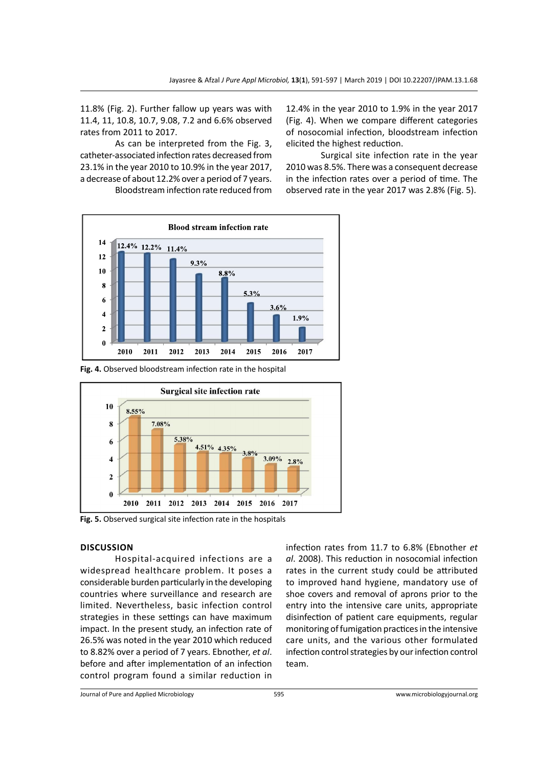11.8% (Fig. 2). Further fallow up years was with 11.4, 11, 10.8, 10.7, 9.08, 7.2 and 6.6% observed rates from 2011 to 2017.

As can be interpreted from the Fig. 3, catheter-associated infection rates decreased from 23.1% in the year 2010 to 10.9% in the year 2017, a decrease of about 12.2% over a period of 7 years.

Bloodstream infection rate reduced from 12.4% in the year 2010 to 1.9% in the year 2017 (Fig. 4). When we compare different categories of nosocomial infection, bloodstream infection elicited the highest reduction.

Surgical site infection rate in the year 2010 was 8.5%. There was a consequent decrease in the infection rates over a period of time. The observed rate in the year 2017 was 2.8% (Fig. 5).

**Fig. 4.** Observed bloodstream infection rate in the hospital

**Fig. 5.** Observed surgical site infection rate in the hospitals

## DISCUSSION

Hospital-acquired infections are a widespread healthcare problem. It poses a considerable burden particularly in the developing countries where surveillance and research are limited. Nevertheless, basic infection control strategies in these settings can have maximum impact. In the present study, an infection rate of 26.5% was noted in the year 2010 which reduced to 8.82% over a period of 7 years. Ebnother, *et al*. before and after implementation of an infection control program found a similar reduction in infection rates from 11.7 to 6.8% (Ebnother *et al*. 2008). This reduction in nosocomial infection rates in the current study could be attributed to improved hand hygiene, mandatory use of shoe covers and removal of aprons prior to the entry into the intensive care units, appropriate disinfection of patient care equipments, regular monitoring of fumigation practices in the intensive care units, and the various other formulated infection control strategies by our infection control team.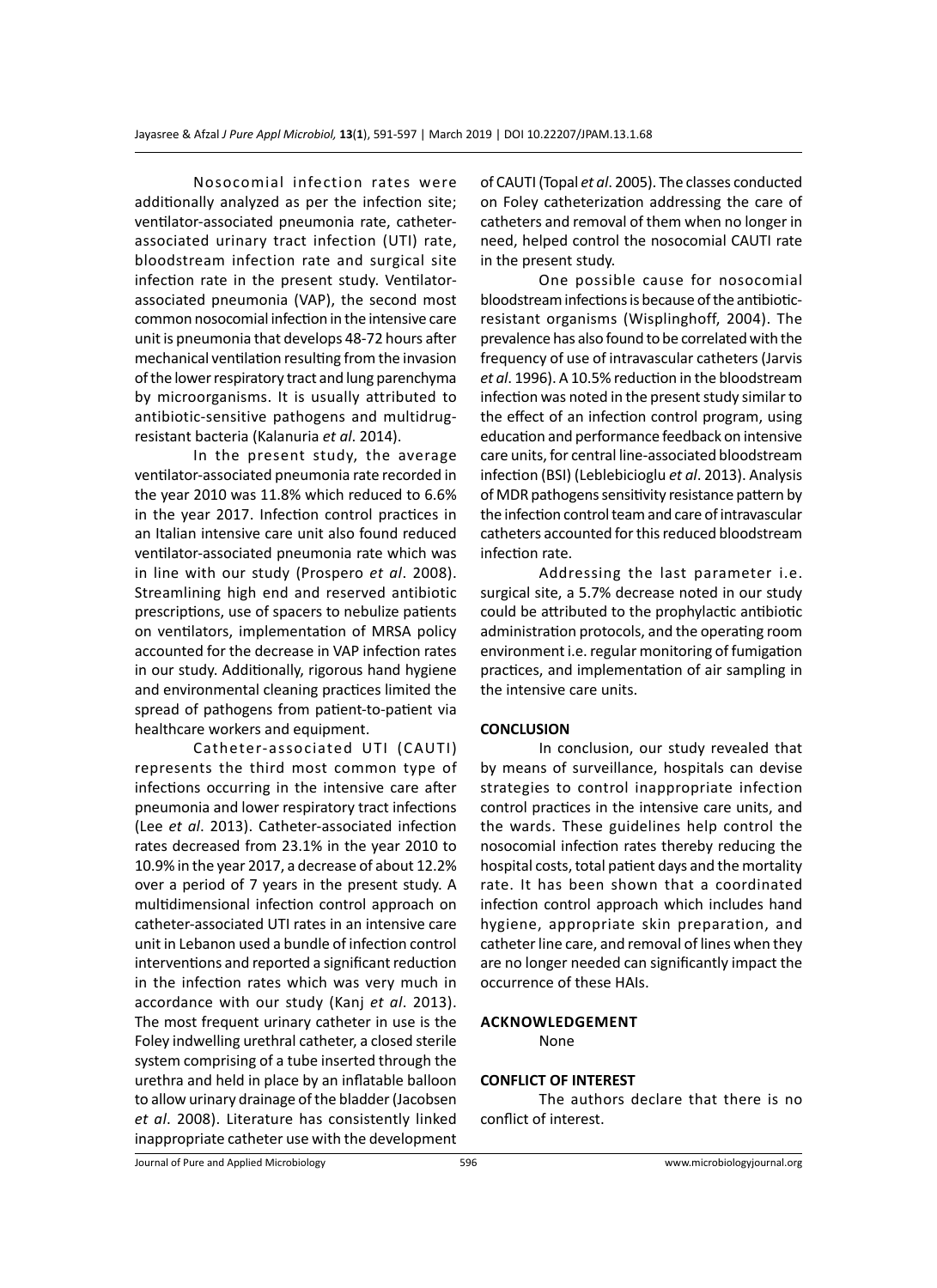Nosocomial infection rates were additionally analyzed as per the infection site; ventilator-associated pneumonia rate, catheter-associated urinary tract infection (UTI) rate, bloodstream infection rate and surgical site infection rate in the present study. Ventilator-associated pneumonia (VAP), the second most common nosocomial infection in the intensive care unit is pneumonia that develops 48-72 hours after mechanical ventilation resulting from the invasion of the lower respiratory tract and lung parenchyma by microorganisms. It is usually attributed to antibiotic-sensitive pathogens and multidrug-resistant bacteria (Kalanuria *et al*. 2014).

In the present study, the average ventilator-associated pneumonia rate recorded in the year 2010 was 11.8% which reduced to 6.6% in the year 2017. Infection control practices in an Italian intensive care unit also found reduced ventilator-associated pneumonia rate which was in line with our study (Prospero *et al*. 2008). Streamlining high end and reserved antibiotic prescriptions, use of spacers to nebulize patients on ventilators, implementation of MRSA policy accounted for the decrease in VAP infection rates in our study. Additionally, rigorous hand hygiene and environmental cleaning practices limited the spread of pathogens from patient-to-patient via healthcare workers and equipment.

Catheter-associated UTI (CAUTI) represents the third most common type of infections occurring in the intensive care after pneumonia and lower respiratory tract infections (Lee *et al*. 2013). Catheter-associated infection rates decreased from 23.1% in the year 2010 to 10.9% in the year 2017, a decrease of about 12.2% over a period of 7 years in the present study. A multidimensional infection control approach on catheter-associated UTI rates in an intensive care unit in Lebanon used a bundle of infection control interventions and reported a significant reduction in the infection rates which was very much in accordance with our study (Kanj *et al*. 2013). The most frequent urinary catheter in use is the Foley indwelling urethral catheter, a closed sterile system comprising of a tube inserted through the urethra and held in place by an inflatable balloon to allow urinary drainage of the bladder (Jacobsen *et al*. 2008). Literature has consistently linked inappropriate catheter use with the development of CAUTI (Topal *et al*. 2005). The classes conducted on Foley catheterization addressing the care of catheters and removal of them when no longer in need, helped control the nosocomial CAUTI rate in the present study.

One possible cause for nosocomial bloodstream infections is because of the antibiotic-resistant organisms (Wisplinghoff, 2004). The prevalence has also found to be correlated with the frequency of use of intravascular catheters (Jarvis *et al*. 1996). A 10.5% reduction in the bloodstream infection was noted in the present study similar to the effect of an infection control program, using education and performance feedback on intensive care units, for central line-associated bloodstream infection (BSI) (Leblebicioglu *et al*. 2013). Analysis of MDR pathogens sensitivity resistance pattern by the infection control team and care of intravascular catheters accounted for this reduced bloodstream infection rate.

Addressing the last parameter i.e. surgical site, a 5.7% decrease noted in our study could be attributed to the prophylactic antibiotic administration protocols, and the operating room environment i.e. regular monitoring of fumigation practices, and implementation of air sampling in the intensive care units.

## CONCLUSION

In conclusion, our study revealed that by means of surveillance, hospitals can devise strategies to control inappropriate infection control practices in the intensive care units, and the wards. These guidelines help control the nosocomial infection rates thereby reducing the hospital costs, total patient days and the mortality rate. It has been shown that a coordinated infection control approach which includes hand hygiene, appropriate skin preparation, and catheter line care, and removal of lines when they are no longer needed can significantly impact the occurrence of these HAIs.

## ACKNOWLEDGEMENT

None

## CONFLICT OF INTEREST

The authors declare that there is no conflict of interest.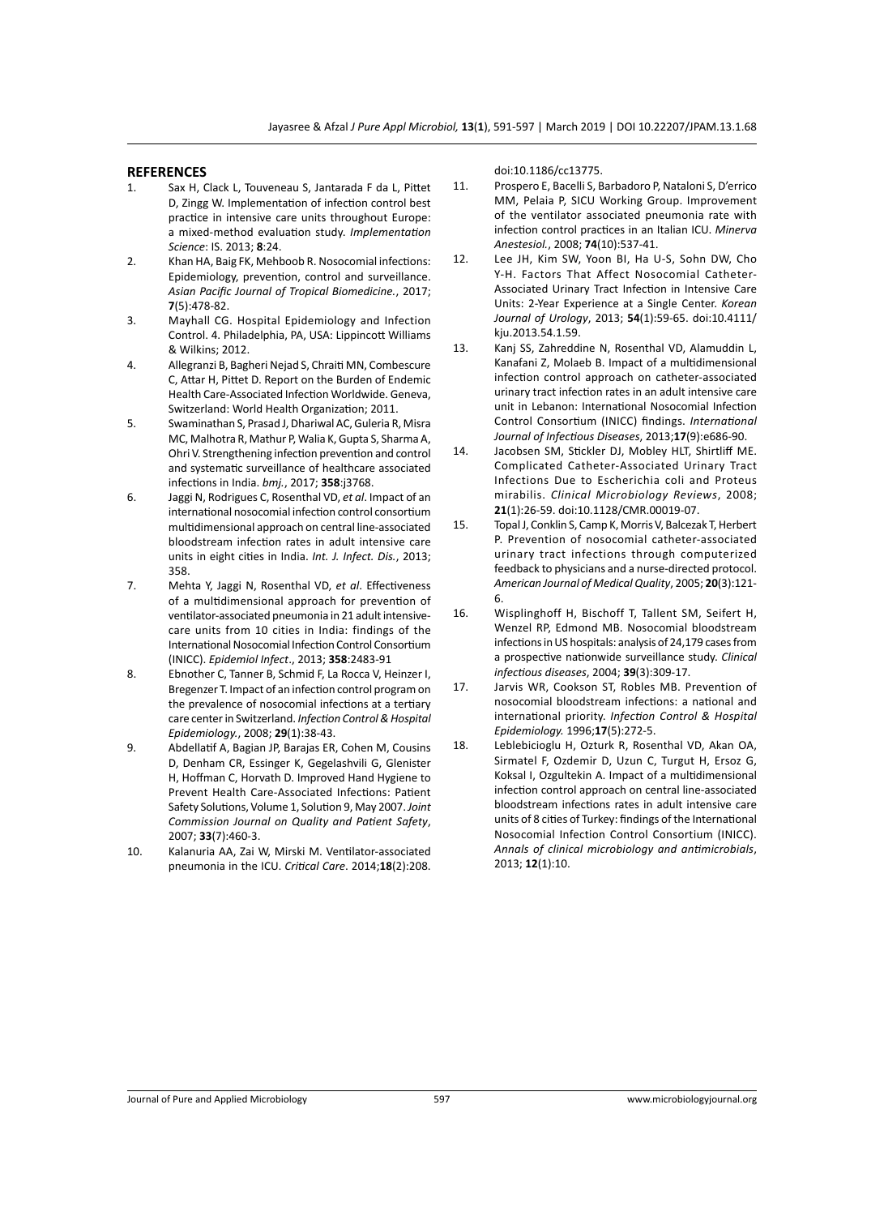## REFERENCES

1. Sax H, Clack L, Touveneau S, Jantarada F da L, Pittet D, Zingg W. Implementation of infection control best practice in intensive care units throughout Europe: a mixed-method evaluation study. *Implementation Science*: IS. 2013; **8**:24.
2. Khan HA, Baig FK, Mehboob R. Nosocomial infections: Epidemiology, prevention, control and surveillance. *Asian Pacific Journal of Tropical Biomedicine.*, 2017; **7**(5):478-82.
3. Mayhall CG. Hospital Epidemiology and Infection Control. 4. Philadelphia, PA, USA: Lippincott Williams & Wilkins; 2012.
4. Allegranzi B, Bagheri Nejad S, Chraiti MN, Combescure C, Attar H, Pittet D. Report on the Burden of Endemic Health Care-Associated Infection Worldwide. Geneva, Switzerland: World Health Organization; 2011.
5. Swaminathan S, Prasad J, Dhariwal AC, Guleria R, Misra MC, Malhotra R, Mathur P, Walia K, Gupta S, Sharma A, Ohri V. Strengthening infection prevention and control and systematic surveillance of healthcare associated infections in India. *bmj.*, 2017; **358**:j3768.
6. Jaggi N, Rodrigues C, Rosenthal VD, *et al*. Impact of an international nosocomial infection control consortium multidimensional approach on central line-associated bloodstream infection rates in adult intensive care units in eight cities in India. *Int. J. Infect. Dis.*, 2013; 358.
7. Mehta Y, Jaggi N, Rosenthal VD, *et al*. Effectiveness of a multidimensional approach for prevention of ventilator-associated pneumonia in 21 adult intensive-care units from 10 cities in India: findings of the International Nosocomial Infection Control Consortium (INICC). *Epidemiol Infect*., 2013; **358**:2483-91
8. Ebnother C, Tanner B, Schmid F, La Rocca V, Heinzer I, Bregenzer T. Impact of an infection control program on the prevalence of nosocomial infections at a tertiary care center in Switzerland. *Infection Control & Hospital Epidemiology.*, 2008; **29**(1):38-43.
9. Abdellatif A, Bagian JP, Barajas ER, Cohen M, Cousins D, Denham CR, Essinger K, Gegelashvili G, Glenister H, Hoffman C, Horvath D. Improved Hand Hygiene to Prevent Health Care-Associated Infections: Patient Safety Solutions, Volume 1, Solution 9, May 2007. *Joint Commission Journal on Quality and Patient Safety*, 2007; **33**(7):460-3.
10. Kalanuria AA, Zai W, Mirski M. Ventilator-associated pneumonia in the ICU. *Critical Care*. 2014;**18**(2):208. doi:10.1186/cc13775.
11. Prospero E, Bacelli S, Barbadoro P, Nataloni S, D'errico MM, Pelaia P, SICU Working Group. Improvement of the ventilator associated pneumonia rate with infection control practices in an Italian ICU. *Minerva Anestesiol.*, 2008; **74**(10):537-41.
12. Lee JH, Kim SW, Yoon BI, Ha U-S, Sohn DW, Cho Y-H. Factors That Affect Nosocomial Catheter-Associated Urinary Tract Infection in Intensive Care Units: 2-Year Experience at a Single Center. *Korean Journal of Urology*, 2013; **54**(1):59-65. doi:10.4111/kju.2013.54.1.59.
13. Kanj SS, Zahreddine N, Rosenthal VD, Alamuddin L, Kanafani Z, Molaeb B. Impact of a multidimensional infection control approach on catheter-associated urinary tract infection rates in an adult intensive care unit in Lebanon: International Nosocomial Infection Control Consortium (INICC) findings. *International Journal of Infectious Diseases*, 2013;**17**(9):e686-90.
14. Jacobsen SM, Stickler DJ, Mobley HLT, Shirtliff ME. Complicated Catheter-Associated Urinary Tract Infections Due to Escherichia coli and Proteus mirabilis. *Clinical Microbiology Reviews*, 2008; **21**(1):26-59. doi:10.1128/CMR.00019-07.
15. Topal J, Conklin S, Camp K, Morris V, Balcezak T, Herbert P. Prevention of nosocomial catheter-associated urinary tract infections through computerized feedback to physicians and a nurse-directed protocol. *American Journal of Medical Quality*, 2005; **20**(3):121-6.
16. Wisplinghoff H, Bischoff T, Tallent SM, Seifert H, Wenzel RP, Edmond MB. Nosocomial bloodstream infections in US hospitals: analysis of 24,179 cases from a prospective nationwide surveillance study. *Clinical infectious diseases*, 2004; **39**(3):309-17.
17. Jarvis WR, Cookson ST, Robles MB. Prevention of nosocomial bloodstream infections: a national and international priority. *Infection Control & Hospital Epidemiology.* 1996;**17**(5):272-5.
18. Leblebicioglu H, Ozturk R, Rosenthal VD, Akan OA, Sirmatel F, Ozdemir D, Uzun C, Turgut H, Ersoz G, Koksal I, Ozgultekin A. Impact of a multidimensional infection control approach on central line-associated bloodstream infections rates in adult intensive care units of 8 cities of Turkey: findings of the International Nosocomial Infection Control Consortium (INICC). *Annals of clinical microbiology and antimicrobials*, 2013; **12**(1):10.